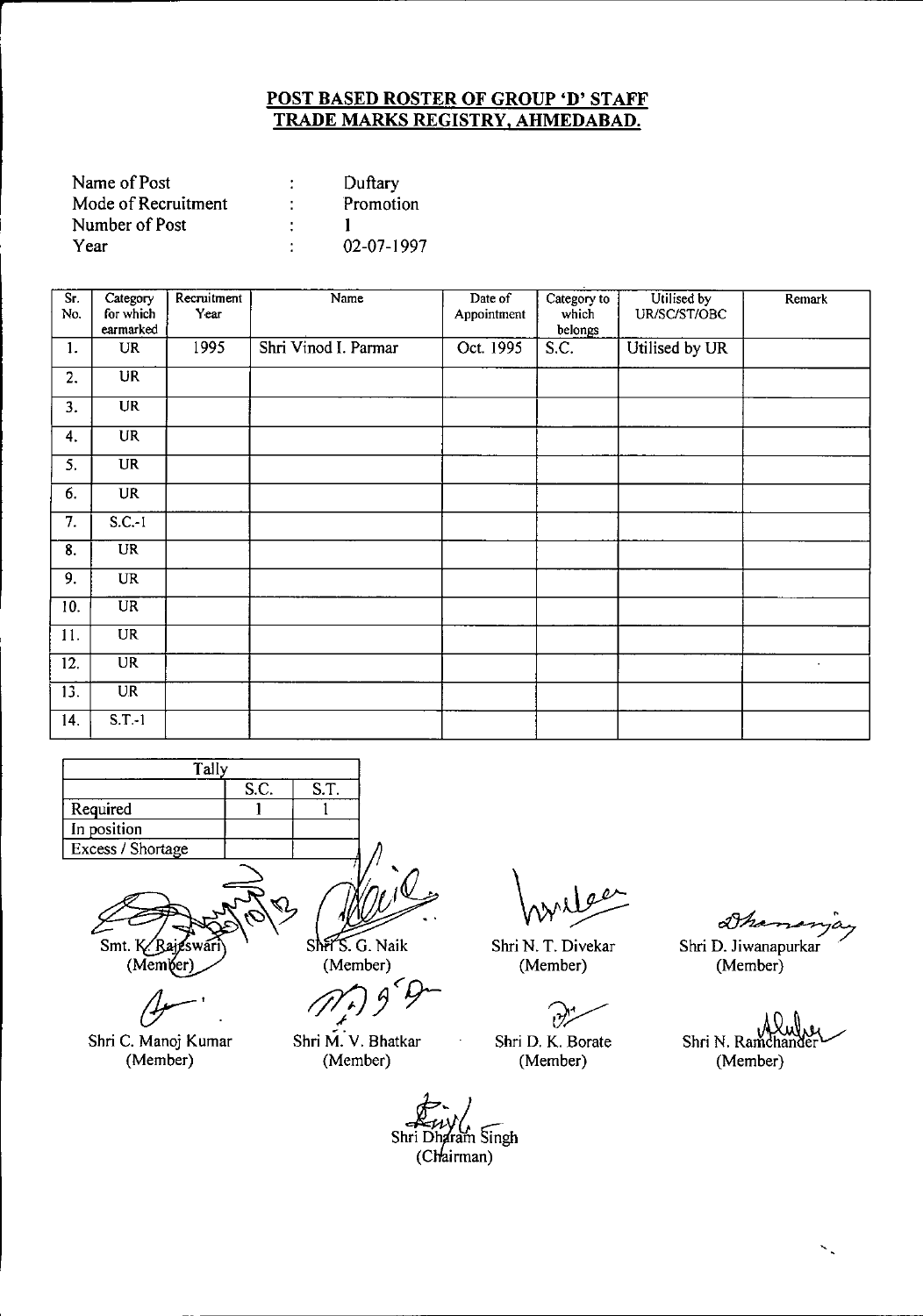# POST BASED ROSTER OF GROUP 'D' STAFF
# TRADE MARKS REGISTRY, AHMEDABAD.

| | | |
|---|---|---|
| Name of Post | : | Duftary |
| Mode of Recruitment | : | Promotion |
| Number of Post | : | 1 |
| Year | : | 02-07-1997 |

| Sr. No. | Category for which earmarked | Recruitment Year | Name | Date of Appointment | Category to which belongs | Utilised by UR/SC/ST/OBC | Remark |
|---|---|---|---|---|---|---|---|
| 1. | UR | 1995 | Shri Vinod I. Parmar | Oct. 1995 | S.C. | Utilised by UR | |
| 2. | UR | | | | | | |
| 3. | UR | | | | | | |
| 4. | UR | | | | | | |
| 5. | UR | | | | | | |
| 6. | UR | | | | | | |
| 7. | S.C.-1 | | | | | | |
| 8. | UR | | | | | | |
| 9. | UR | | | | | | |
| 10. | UR | | | | | | |
| 11. | UR | | | | | | |
| 12. | UR | | | | | | |
| 13. | UR | | | | | | |
| 14. | S.T.-1 | | | | | | |

| Tally | | |
|---|---|---|
| | S.C. | S.T. |
| Required | 1 | 1 |
| In position | | |
| Excess / Shortage | | |

Smt. K. Rajeswari (Member) — Shri S. G. Naik (Member) — Shri N. T. Divekar (Member) — Shri D. Jiwanapurkar (Member)

Shri C. Manoj Kumar (Member) — Shri M. V. Bhatkar (Member) — Shri D. K. Borate (Member) — Shri N. Ramchander (Member)

Shri Dharam Singh (Chairman)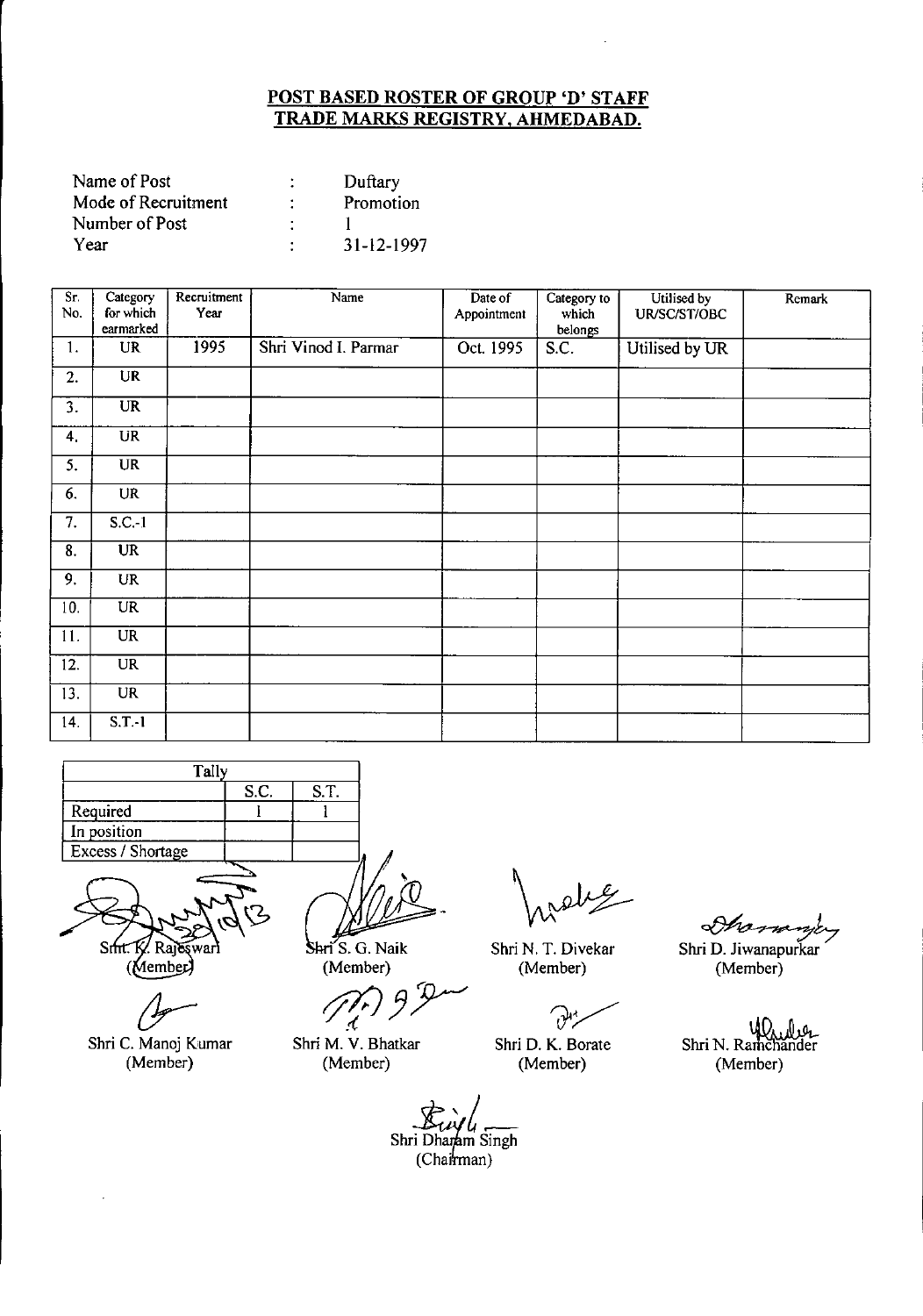**POST BASED ROSTER OF GROUP 'D' STAFF**
**TRADE MARKS REGISTRY, AHMEDABAD.**

| | | |
|---|---|---|
| Name of Post | : | Duftary |
| Mode of Recruitment | : | Promotion |
| Number of Post | : | 1 |
| Year | : | 31-12-1997 |

| Sr. No. | Category for which earmarked | Recruitment Year | Name | Date of Appointment | Category to which belongs | Utilised by UR/SC/ST/OBC | Remark |
|---|---|---|---|---|---|---|---|
| 1. | UR | 1995 | Shri Vinod I. Parmar | Oct. 1995 | S.C. | Utilised by UR | |
| 2. | UR | | | | | | |
| 3. | UR | | | | | | |
| 4. | UR | | | | | | |
| 5. | UR | | | | | | |
| 6. | UR | | | | | | |
| 7. | S.C.-1 | | | | | | |
| 8. | UR | | | | | | |
| 9. | UR | | | | | | |
| 10. | UR | | | | | | |
| 11. | UR | | | | | | |
| 12. | UR | | | | | | |
| 13. | UR | | | | | | |
| 14. | S.T.-1 | | | | | | |

| Tally | | |
|---|---|---|
| | S.C. | S.T. |
| Required | 1 | 1 |
| In position | | |
| Excess / Shortage | | |

Smt. K. Rajeswari (Member) — Shri S. G. Naik (Member) — Shri N. T. Divekar (Member) — Shri D. Jiwanapurkar (Member)

Shri C. Manoj Kumar (Member) — Shri M. V. Bhatkar (Member) — Shri D. K. Borate (Member) — Shri N. Ramchander (Member)

Shri Dharam Singh (Chairman)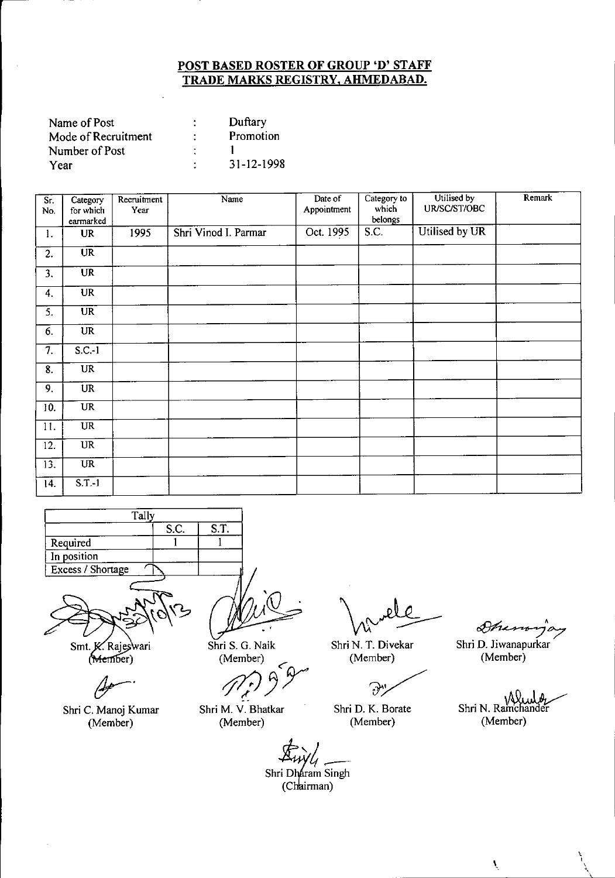## POST BASED ROSTER OF GROUP 'D' STAFF
## TRADE MARKS REGISTRY, AHMEDABAD.

| | | |
|---|---|---|
| Name of Post | : | Duftary |
| Mode of Recruitment | : | Promotion |
| Number of Post | : | 1 |
| Year | : | 31-12-1998 |

| Sr. No. | Category for which earmarked | Recruitment Year | Name | Date of Appointment | Category to which belongs | Utilised by UR/SC/ST/OBC | Remark |
|---|---|---|---|---|---|---|---|
| 1. | UR | 1995 | Shri Vinod I. Parmar | Oct. 1995 | S.C. | Utilised by UR | |
| 2. | UR | | | | | | |
| 3. | UR | | | | | | |
| 4. | UR | | | | | | |
| 5. | UR | | | | | | |
| 6. | UR | | | | | | |
| 7. | S.C.-1 | | | | | | |
| 8. | UR | | | | | | |
| 9. | UR | | | | | | |
| 10. | UR | | | | | | |
| 11. | UR | | | | | | |
| 12. | UR | | | | | | |
| 13. | UR | | | | | | |
| 14. | S.T.-1 | | | | | | |

| Tally | S.C. | S.T. |
|---|---|---|
| Required | 1 | 1 |
| In position | | |
| Excess / Shortage | | |

Smt. K. Rajeswari (Member) | Shri S. G. Naik (Member) | Shri N. T. Divekar (Member) | Shri D. Jiwanapurkar (Member)

Shri C. Manoj Kumar (Member) | Shri M. V. Bhatkar (Member) | Shri D. K. Borate (Member) | Shri N. Ramchander (Member)

Shri Dharam Singh (Chairman)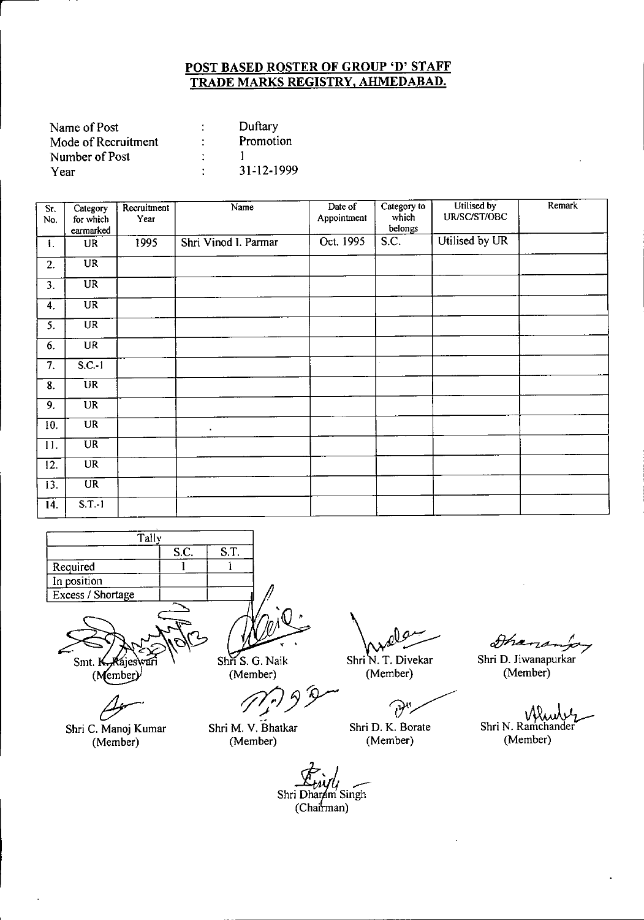## POST BASED ROSTER OF GROUP 'D' STAFF
## TRADE MARKS REGISTRY, AHMEDABAD.

Name of Post : Duftary
Mode of Recruitment : Promotion
Number of Post : 1
Year : 31-12-1999

| Sr. No. | Category for which earmarked | Recruitment Year | Name | Date of Appointment | Category to which belongs | Utilised by UR/SC/ST/OBC | Remark |
|---|---|---|---|---|---|---|---|
| 1. | UR | 1995 | Shri Vinod I. Parmar | Oct. 1995 | S.C. | Utilised by UR | |
| 2. | UR | | | | | | |
| 3. | UR | | | | | | |
| 4. | UR | | | | | | |
| 5. | UR | | | | | | |
| 6. | UR | | | | | | |
| 7. | S.C.-1 | | | | | | |
| 8. | UR | | | | | | |
| 9. | UR | | | | | | |
| 10. | UR | | | | | | |
| 11. | UR | | | | | | |
| 12. | UR | | | | | | |
| 13. | UR | | | | | | |
| 14. | S.T.-1 | | | | | | |

| Tally | S.C. | S.T. |
|---|---|---|
| Required | 1 | 1 |
| In position | | |
| Excess / Shortage | | |

Smt. K. Rajeswari (Member)
Shri S. G. Naik (Member)
Shri N. T. Divekar (Member)
Shri D. Jiwanapurkar (Member)

Shri C. Manoj Kumar (Member)
Shri M. V. Bhatkar (Member)
Shri D. K. Borate (Member)
Shri N. Ramchander (Member)

Shri Dharam Singh (Chairman)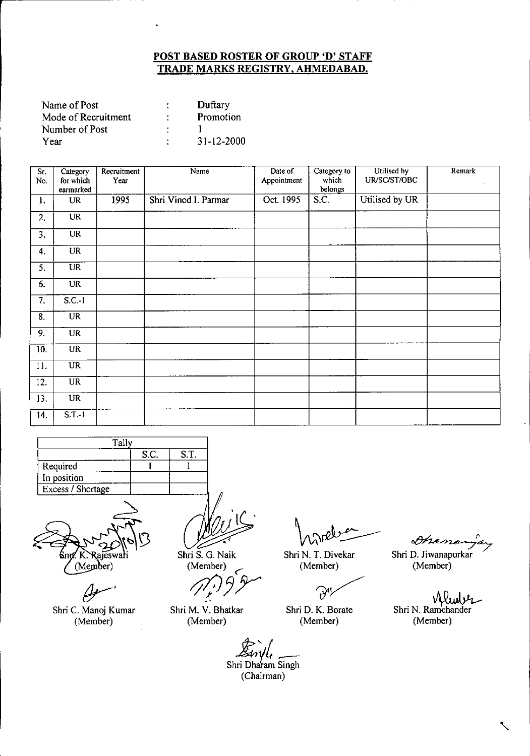## POST BASED ROSTER OF GROUP 'D' STAFF
## TRADE MARKS REGISTRY, AHMEDABAD.

| | | |
|---|---|---|
| Name of Post | : | Duftary |
| Mode of Recruitment | : | Promotion |
| Number of Post | : | 1 |
| Year | : | 31-12-2000 |

| Sr. No. | Category for which earmarked | Recruitment Year | Name | Date of Appointment | Category to which belongs | Utilised by UR/SC/ST/OBC | Remark |
|---|---|---|---|---|---|---|---|
| 1. | UR | 1995 | Shri Vinod I. Parmar | Oct. 1995 | S.C. | Utilised by UR | |
| 2. | UR | | | | | | |
| 3. | UR | | | | | | |
| 4. | UR | | | | | | |
| 5. | UR | | | | | | |
| 6. | UR | | | | | | |
| 7. | S.C.-1 | | | | | | |
| 8. | UR | | | | | | |
| 9. | UR | | | | | | |
| 10. | UR | | | | | | |
| 11. | UR | | | | | | |
| 12. | UR | | | | | | |
| 13. | UR | | | | | | |
| 14. | S.T.-1 | | | | | | |

| Tally | | |
|---|---|---|
| | S.C. | S.T. |
| Required | 1 | 1 |
| In position | | |
| Excess / Shortage | | |

Smt. K. Rajeswari (Member) 20/10/13

Shri S. G. Naik (Member)

Shri N. T. Divekar (Member)

Shri D. Jiwanapurkar (Member)

Shri C. Manoj Kumar (Member)

Shri M. V. Bhatkar (Member)

Shri D. K. Borate (Member)

Shri N. Ramchander (Member)

Shri Dharam Singh (Chairman)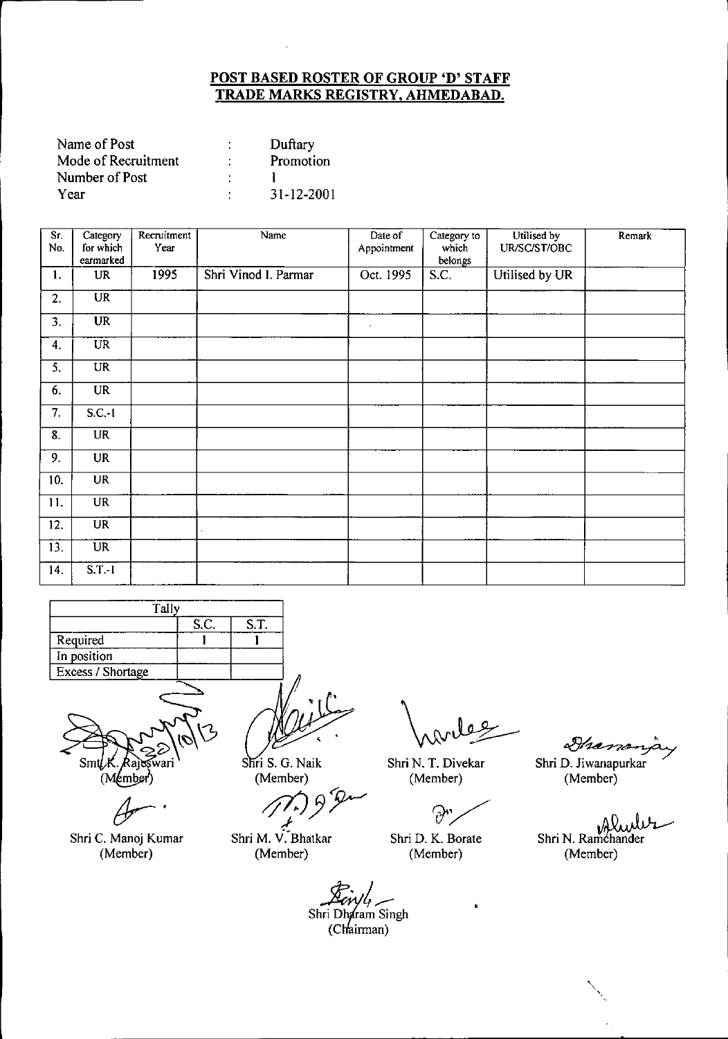## POST BASED ROSTER OF GROUP 'D' STAFF
## TRADE MARKS REGISTRY, AHMEDABAD.

| | | |
|---|---|---|
| Name of Post | : | Duftary |
| Mode of Recruitment | : | Promotion |
| Number of Post | : | 1 |
| Year | : | 31-12-2001 |

| Sr. No. | Category for which earmarked | Recruitment Year | Name | Date of Appointment | Category to which belongs | Utilised by UR/SC/ST/OBC | Remark |
|---|---|---|---|---|---|---|---|
| 1. | UR | 1995 | Shri Vinod I. Parmar | Oct. 1995 | S.C. | Utilised by UR | |
| 2. | UR | | | | | | |
| 3. | UR | | | | | | |
| 4. | UR | | | | | | |
| 5. | UR | | | | | | |
| 6. | UR | | | | | | |
| 7. | S.C.-1 | | | | | | |
| 8. | UR | | | | | | |
| 9. | UR | | | | | | |
| 10. | UR | | | | | | |
| 11. | UR | | | | | | |
| 12. | UR | | | | | | |
| 13. | UR | | | | | | |
| 14. | S.T.-1 | | | | | | |

| Tally | | |
|---|---|---|
| | S.C. | S.T. |
| Required | 1 | 1 |
| In position | | |
| Excess / Shortage | | |

Smt. K. Rajeswari (Member) — Shri S. G. Naik (Member) — Shri N. T. Divekar (Member) — Shri D. Jiwanapurkar (Member)

Shri C. Manoj Kumar (Member) — Shri M. V. Bhatkar (Member) — Shri D. K. Borate (Member) — Shri N. Ramchander (Member)

Shri Dharam Singh (Chairman)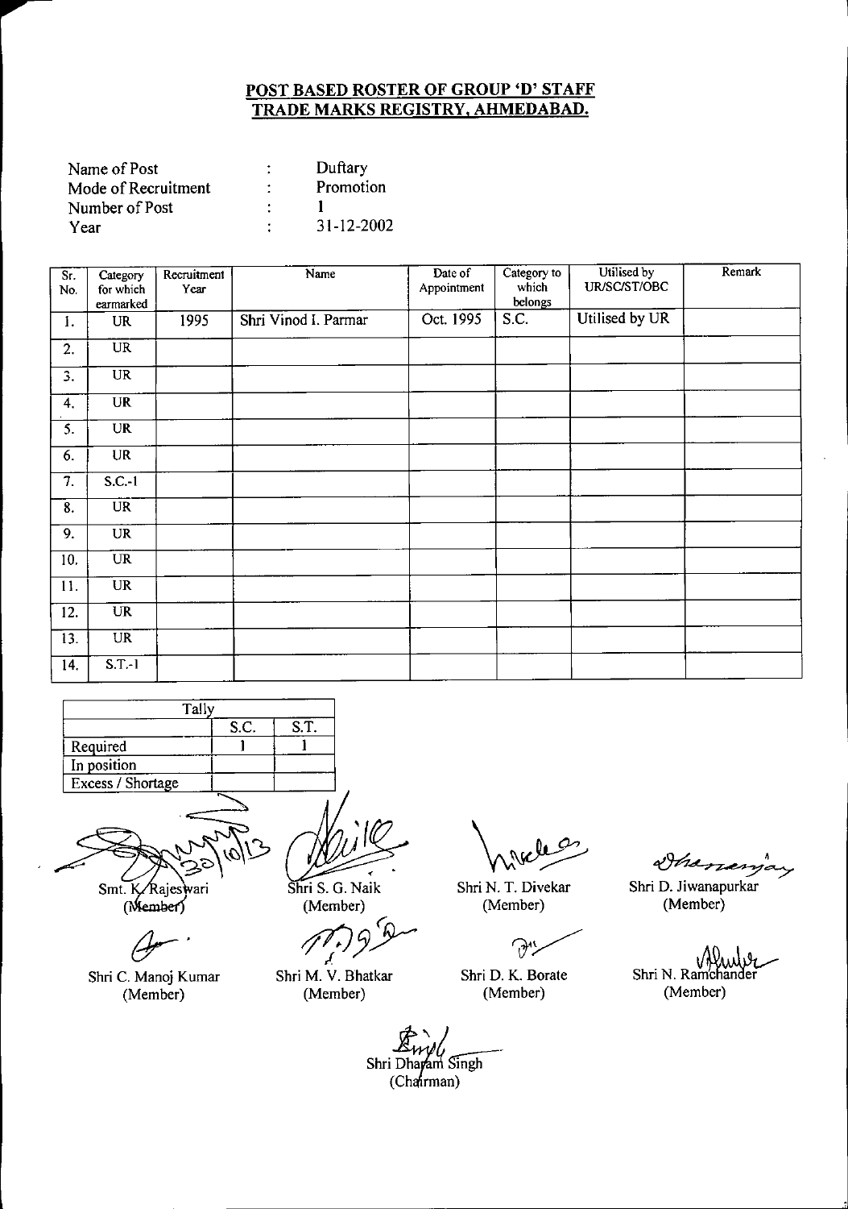## POST BASED ROSTER OF GROUP 'D' STAFF
## TRADE MARKS REGISTRY, AHMEDABAD.

| | | |
|---|---|---|
| Name of Post | : | Duftary |
| Mode of Recruitment | : | Promotion |
| Number of Post | : | 1 |
| Year | : | 31-12-2002 |

| Sr. No. | Category for which earmarked | Recruitment Year | Name | Date of Appointment | Category to which belongs | Utilised by UR/SC/ST/OBC | Remark |
|---|---|---|---|---|---|---|---|
| 1. | UR | 1995 | Shri Vinod I. Parmar | Oct. 1995 | S.C. | Utilised by UR | |
| 2. | UR | | | | | | |
| 3. | UR | | | | | | |
| 4. | UR | | | | | | |
| 5. | UR | | | | | | |
| 6. | UR | | | | | | |
| 7. | S.C.-1 | | | | | | |
| 8. | UR | | | | | | |
| 9. | UR | | | | | | |
| 10. | UR | | | | | | |
| 11. | UR | | | | | | |
| 12. | UR | | | | | | |
| 13. | UR | | | | | | |
| 14. | S.T.-1 | | | | | | |

| Tally | | |
|---|---|---|
| | S.C. | S.T. |
| Required | 1 | 1 |
| In position | | |
| Excess / Shortage | | |

Smt. K. Rajeswari (Member) — Shri S. G. Naik (Member) — Shri N. T. Divekar (Member) — Shri D. Jiwanapurkar (Member)

Shri C. Manoj Kumar (Member) — Shri M. V. Bhatkar (Member) — Shri D. K. Borate (Member) — Shri N. Ramchander (Member)

Shri Dharam Singh (Chairman)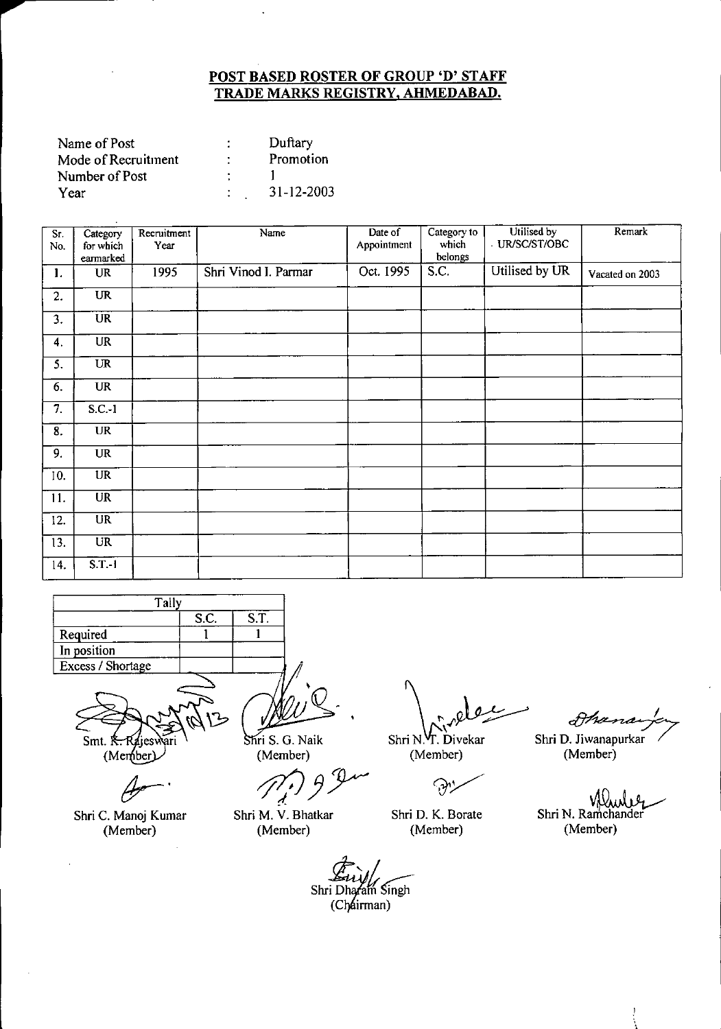## POST BASED ROSTER OF GROUP 'D' STAFF
## TRADE MARKS REGISTRY, AHMEDABAD.

| | | |
|---|---|---|
| Name of Post | : | Duftary |
| Mode of Recruitment | : | Promotion |
| Number of Post | : | 1 |
| Year | : | 31-12-2003 |

| Sr. No. | Category for which earmarked | Recruitment Year | Name | Date of Appointment | Category to which belongs | Utilised by UR/SC/ST/OBC | Remark |
|---|---|---|---|---|---|---|---|
| 1. | UR | 1995 | Shri Vinod I. Parmar | Oct. 1995 | S.C. | Utilised by UR | Vacated on 2003 |
| 2. | UR | | | | | | |
| 3. | UR | | | | | | |
| 4. | UR | | | | | | |
| 5. | UR | | | | | | |
| 6. | UR | | | | | | |
| 7. | S.C.-1 | | | | | | |
| 8. | UR | | | | | | |
| 9. | UR | | | | | | |
| 10. | UR | | | | | | |
| 11. | UR | | | | | | |
| 12. | UR | | | | | | |
| 13. | UR | | | | | | |
| 14. | S.T.-1 | | | | | | |

| Tally | S.C. | S.T. |
|---|---|---|
| Required | 1 | 1 |
| In position | | |
| Excess / Shortage | | |

Smt. K. Rajeswari (Member)

Shri S. G. Naik (Member)

Shri N. T. Divekar (Member)

Shri D. Jiwanapurkar (Member)

Shri C. Manoj Kumar (Member)

Shri M. V. Bhatkar (Member)

Shri D. K. Borate (Member)

Shri N. Ramchander (Member)

Shri Dharam Singh (Chairman)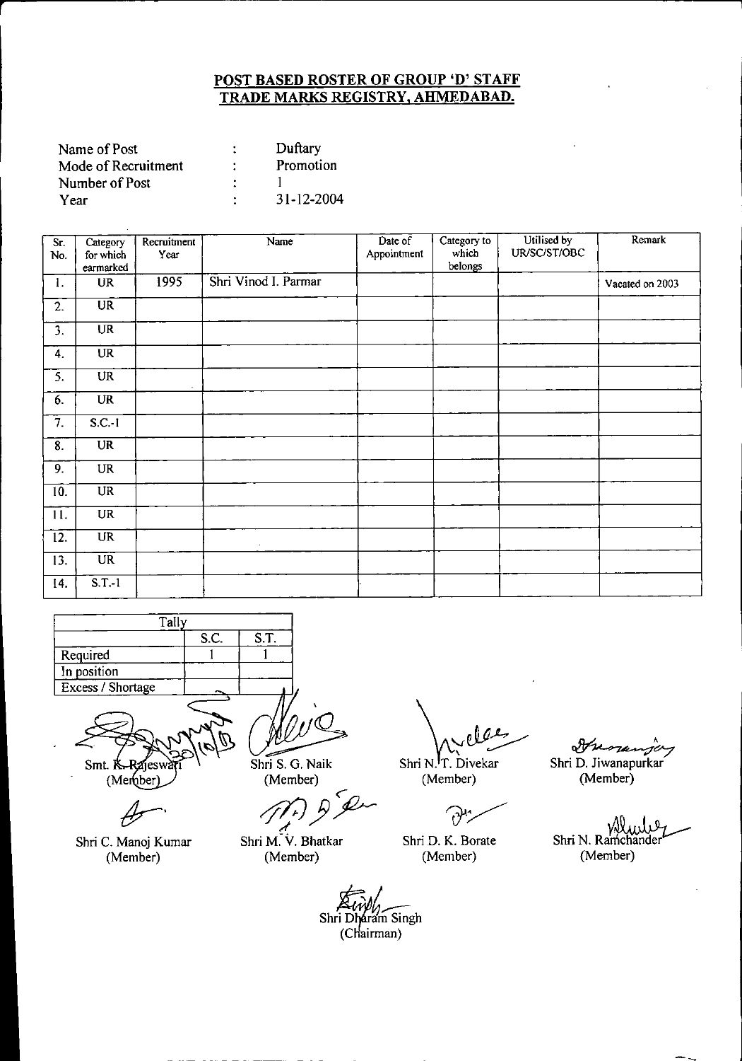## POST BASED ROSTER OF GROUP 'D' STAFF
## TRADE MARKS REGISTRY, AHMEDABAD.

| | | |
|---|---|---|
| Name of Post | : | Duftary |
| Mode of Recruitment | : | Promotion |
| Number of Post | : | 1 |
| Year | : | 31-12-2004 |

| Sr. No. | Category for which earmarked | Recruitment Year | Name | Date of Appointment | Category to which belongs | Utilised by UR/SC/ST/OBC | Remark |
|---|---|---|---|---|---|---|---|
| 1. | UR | 1995 | Shri Vinod I. Parmar | | | | Vacated on 2003 |
| 2. | UR | | | | | | |
| 3. | UR | | | | | | |
| 4. | UR | | | | | | |
| 5. | UR | | | | | | |
| 6. | UR | | | | | | |
| 7. | S.C.-1 | | | | | | |
| 8. | UR | | | | | | |
| 9. | UR | | | | | | |
| 10. | UR | | | | | | |
| 11. | UR | | | | | | |
| 12. | UR | | | | | | |
| 13. | UR | | | | | | |
| 14. | S.T.-1 | | | | | | |

| Tally | S.C. | S.T. |
|---|---|---|
| Required | 1 | 1 |
| In position | | |
| Excess / Shortage | | |

Smt. K. Rajeswari (Member) — Shri S. G. Naik (Member) — Shri N. T. Divekar (Member) — Shri D. Jiwanapurkar (Member)

Shri C. Manoj Kumar (Member) — Shri M. V. Bhatkar (Member) — Shri D. K. Borate (Member) — Shri N. Ramchander (Member)

Shri Dharam Singh (Chairman)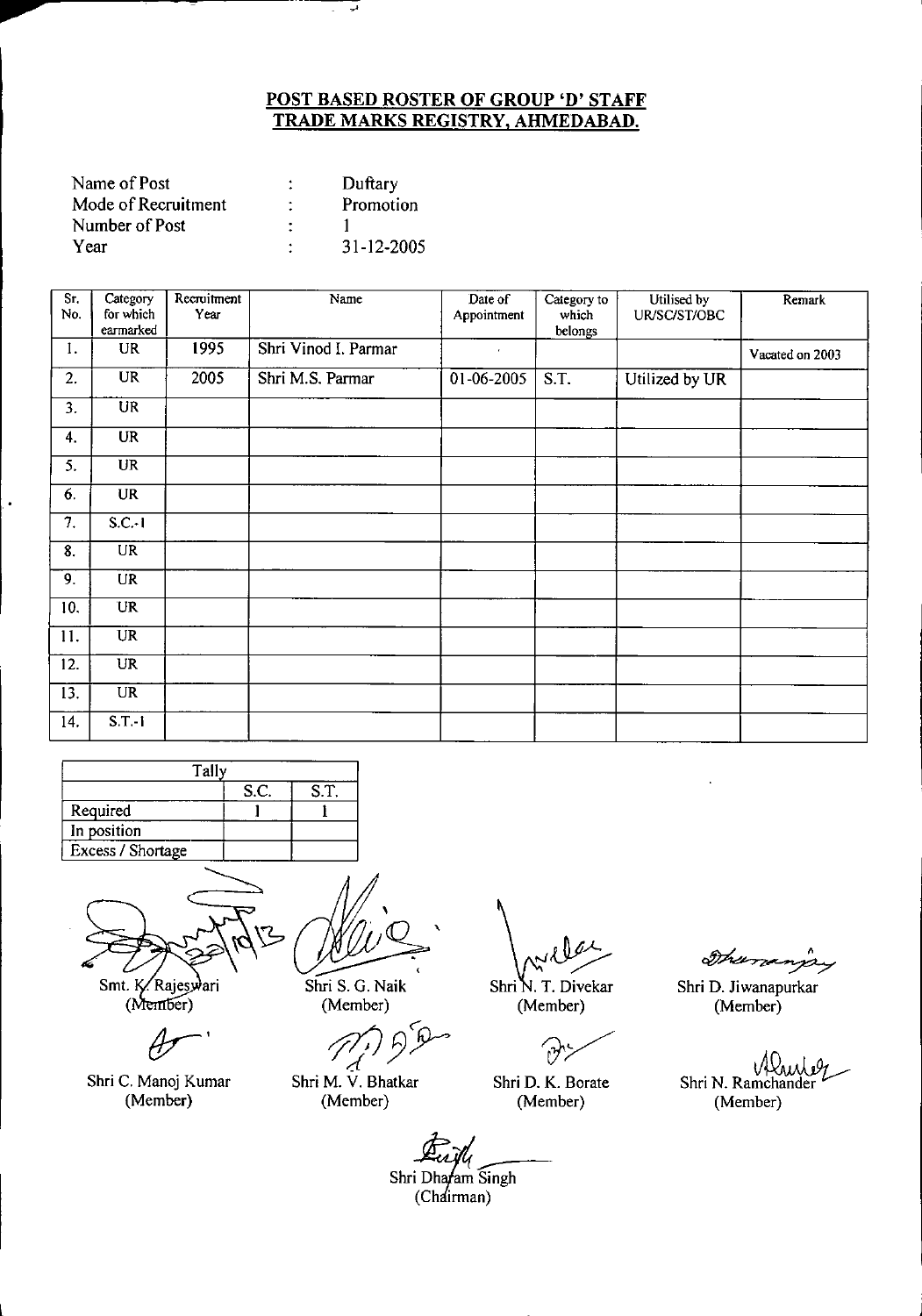## POST BASED ROSTER OF GROUP 'D' STAFF
## TRADE MARKS REGISTRY, AHMEDABAD.

| | | |
|---|---|---|
| Name of Post | : | Duftary |
| Mode of Recruitment | : | Promotion |
| Number of Post | : | 1 |
| Year | : | 31-12-2005 |

| Sr. No. | Category for which earmarked | Recruitment Year | Name | Date of Appointment | Category to which belongs | Utilised by UR/SC/ST/OBC | Remark |
|---|---|---|---|---|---|---|---|
| 1. | UR | 1995 | Shri Vinod I. Parmar | | | | Vacated on 2003 |
| 2. | UR | 2005 | Shri M.S. Parmar | 01-06-2005 | S.T. | Utilized by UR | |
| 3. | UR | | | | | | |
| 4. | UR | | | | | | |
| 5. | UR | | | | | | |
| 6. | UR | | | | | | |
| 7. | S.C.-1 | | | | | | |
| 8. | UR | | | | | | |
| 9. | UR | | | | | | |
| 10. | UR | | | | | | |
| 11. | UR | | | | | | |
| 12. | UR | | | | | | |
| 13. | UR | | | | | | |
| 14. | S.T.-1 | | | | | | |

| Tally | | |
|---|---|---|
| | S.C. | S.T. |
| Required | 1 | 1 |
| In position | | |
| Excess / Shortage | | |

Smt. K. Rajeswari (Member)

Shri S. G. Naik (Member)

Shri N. T. Divekar (Member)

Shri D. Jiwanapurkar (Member)

Shri C. Manoj Kumar (Member)

Shri M. V. Bhatkar (Member)

Shri D. K. Borate (Member)

Shri N. Ramchander (Member)

Shri Dharam Singh (Chairman)